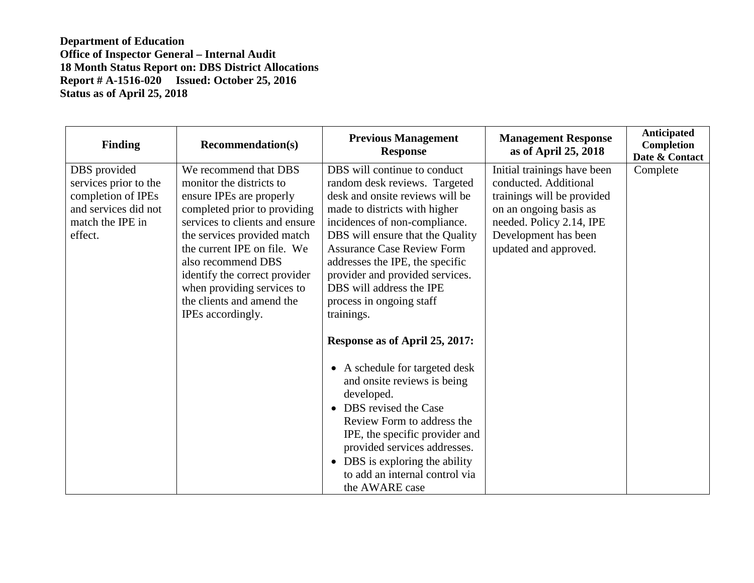**Department of Education**
**Office of Inspector General – Internal Audit**
**18 Month Status Report on: DBS District Allocations**
**Report # A-1516-020 Issued: October 25, 2016**
**Status as of April 25, 2018**

| Finding | Recommendation(s) | Previous Management Response | Management Response as of April 25, 2018 | Anticipated Completion Date & Contact |
|---|---|---|---|---|
| DBS provided services prior to the completion of IPEs and services did not match the IPE in effect. | We recommend that DBS monitor the districts to ensure IPEs are properly completed prior to providing services to clients and ensure the services provided match the current IPE on file. We also recommend DBS identify the correct provider when providing services to the clients and amend the IPEs accordingly. | DBS will continue to conduct random desk reviews. Targeted desk and onsite reviews will be made to districts with higher incidences of non-compliance. DBS will ensure that the Quality Assurance Case Review Form addresses the IPE, the specific provider and provided services. DBS will address the IPE process in ongoing staff trainings.<br><br>**Response as of April 25, 2017:**<br><br>• A schedule for targeted desk and onsite reviews is being developed.<br>• DBS revised the Case Review Form to address the IPE, the specific provider and provided services addresses.<br>• DBS is exploring the ability to add an internal control via the AWARE case | Initial trainings have been conducted. Additional trainings will be provided on an ongoing basis as needed. Policy 2.14, IPE Development has been updated and approved. | Complete |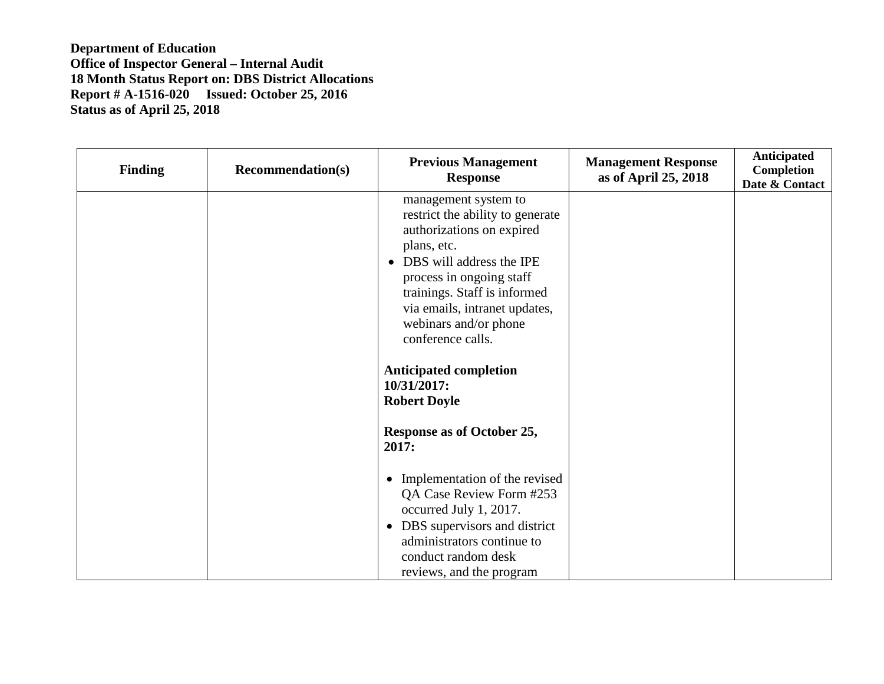**Department of Education**
**Office of Inspector General – Internal Audit**
**18 Month Status Report on: DBS District Allocations**
**Report # A-1516-020 Issued: October 25, 2016**
**Status as of April 25, 2018**

| Finding | Recommendation(s) | Previous Management Response | Management Response as of April 25, 2018 | Anticipated Completion Date & Contact |
|---|---|---|---|---|
| | | management system to restrict the ability to generate authorizations on expired plans, etc.<br>• DBS will address the IPE process in ongoing staff trainings. Staff is informed via emails, intranet updates, webinars and/or phone conference calls.<br><br>**Anticipated completion 10/31/2017: Robert Doyle**<br><br>**Response as of October 25, 2017:**<br><br>• Implementation of the revised QA Case Review Form #253 occurred July 1, 2017.<br>• DBS supervisors and district administrators continue to conduct random desk reviews, and the program | | |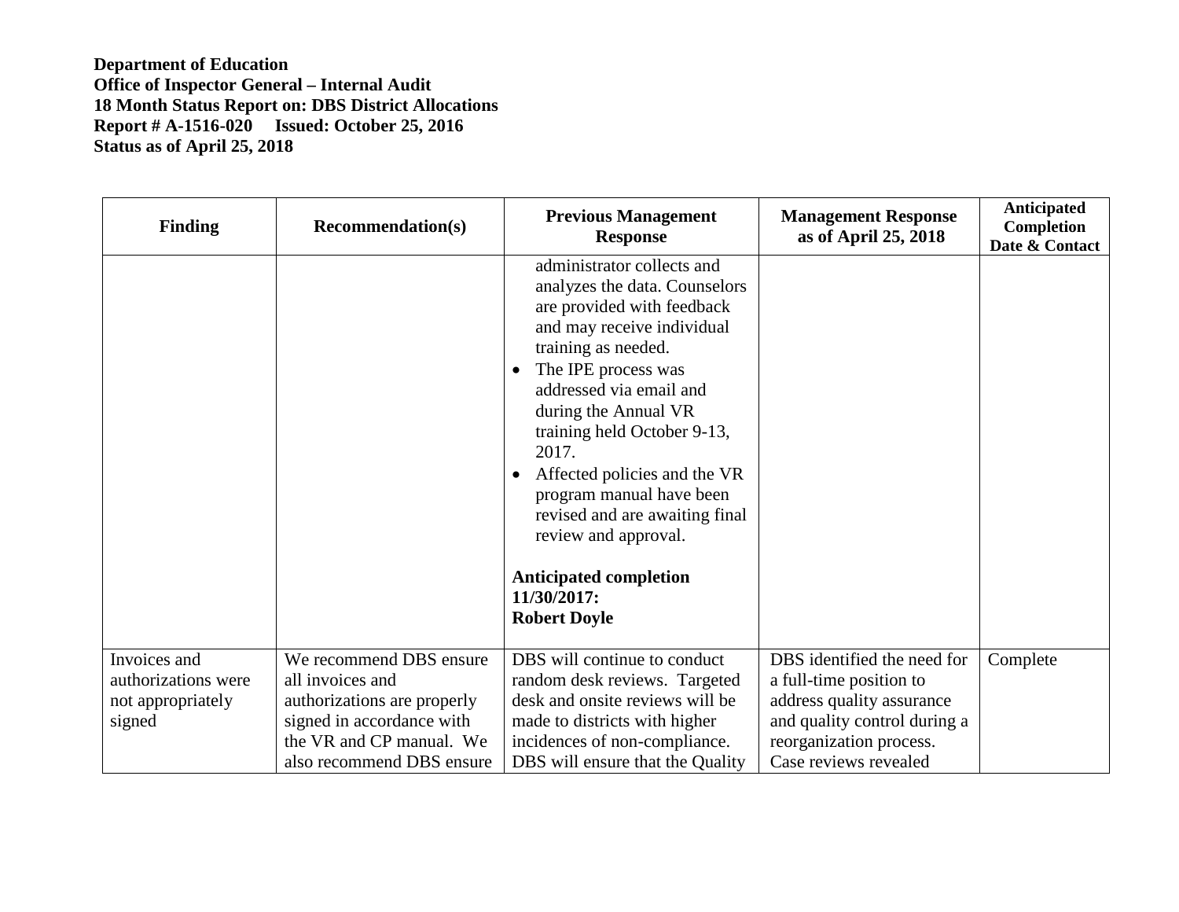**Department of Education**
**Office of Inspector General – Internal Audit**
**18 Month Status Report on: DBS District Allocations**
**Report # A-1516-020 Issued: October 25, 2016**
**Status as of April 25, 2018**

| Finding | Recommendation(s) | Previous Management Response | Management Response as of April 25, 2018 | Anticipated Completion Date & Contact |
|---|---|---|---|---|
| | | administrator collects and analyzes the data. Counselors are provided with feedback and may receive individual training as needed.<br>• The IPE process was addressed via email and during the Annual VR training held October 9-13, 2017.<br>• Affected policies and the VR program manual have been revised and are awaiting final review and approval.<br><br>**Anticipated completion 11/30/2017: Robert Doyle** | | |
| Invoices and authorizations were not appropriately signed | We recommend DBS ensure all invoices and authorizations are properly signed in accordance with the VR and CP manual. We also recommend DBS ensure | DBS will continue to conduct random desk reviews. Targeted desk and onsite reviews will be made to districts with higher incidences of non-compliance. DBS will ensure that the Quality | DBS identified the need for a full-time position to address quality assurance and quality control during a reorganization process. Case reviews revealed | Complete |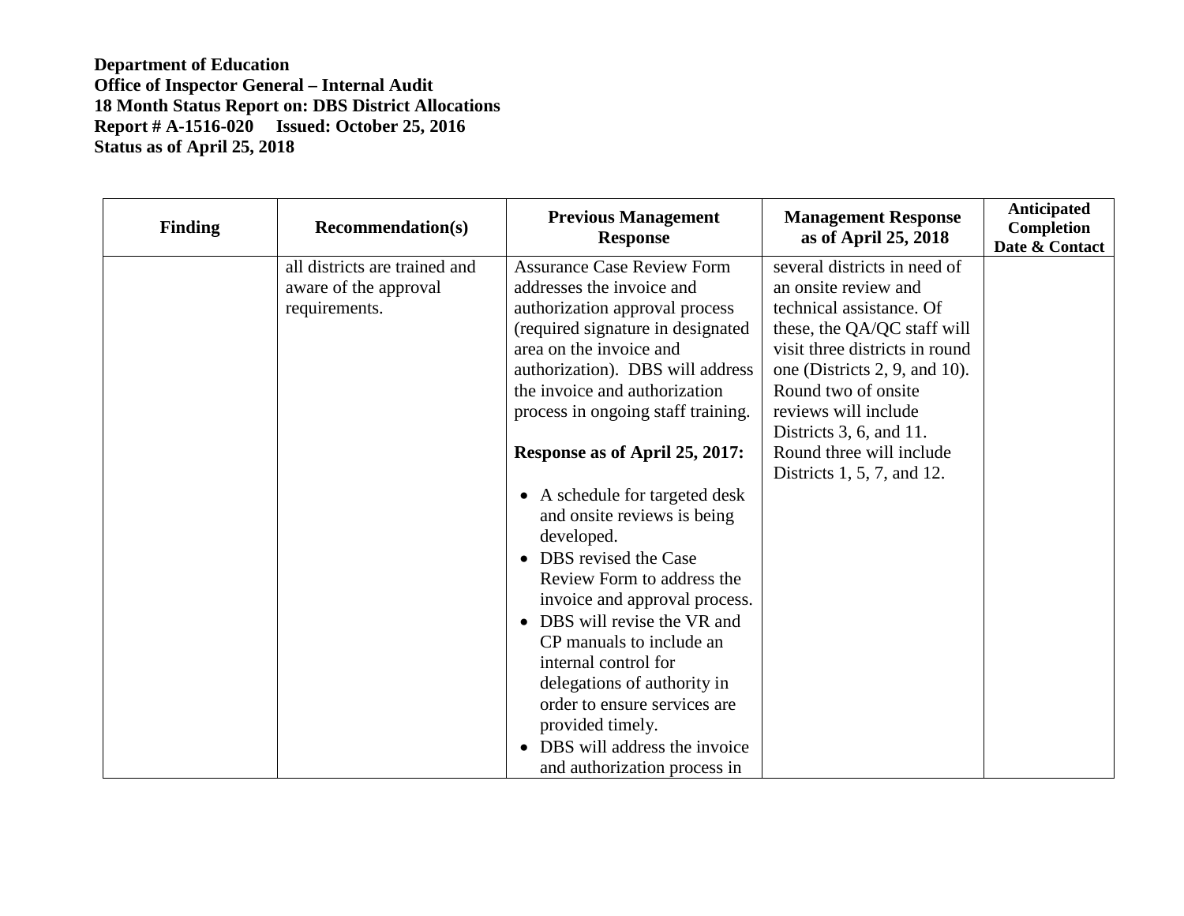**Department of Education**
**Office of Inspector General – Internal Audit**
**18 Month Status Report on: DBS District Allocations**
**Report # A-1516-020 Issued: October 25, 2016**
**Status as of April 25, 2018**

| Finding | Recommendation(s) | Previous Management Response | Management Response as of April 25, 2018 | Anticipated Completion Date & Contact |
|---|---|---|---|---|
| | all districts are trained and aware of the approval requirements. | Assurance Case Review Form addresses the invoice and authorization approval process (required signature in designated area on the invoice and authorization). DBS will address the invoice and authorization process in ongoing staff training.<br><br>**Response as of April 25, 2017:**<br><br>• A schedule for targeted desk and onsite reviews is being developed.<br>• DBS revised the Case Review Form to address the invoice and approval process.<br>• DBS will revise the VR and CP manuals to include an internal control for delegations of authority in order to ensure services are provided timely.<br>• DBS will address the invoice and authorization process in | several districts in need of an onsite review and technical assistance. Of these, the QA/QC staff will visit three districts in round one (Districts 2, 9, and 10). Round two of onsite reviews will include Districts 3, 6, and 11. Round three will include Districts 1, 5, 7, and 12. | |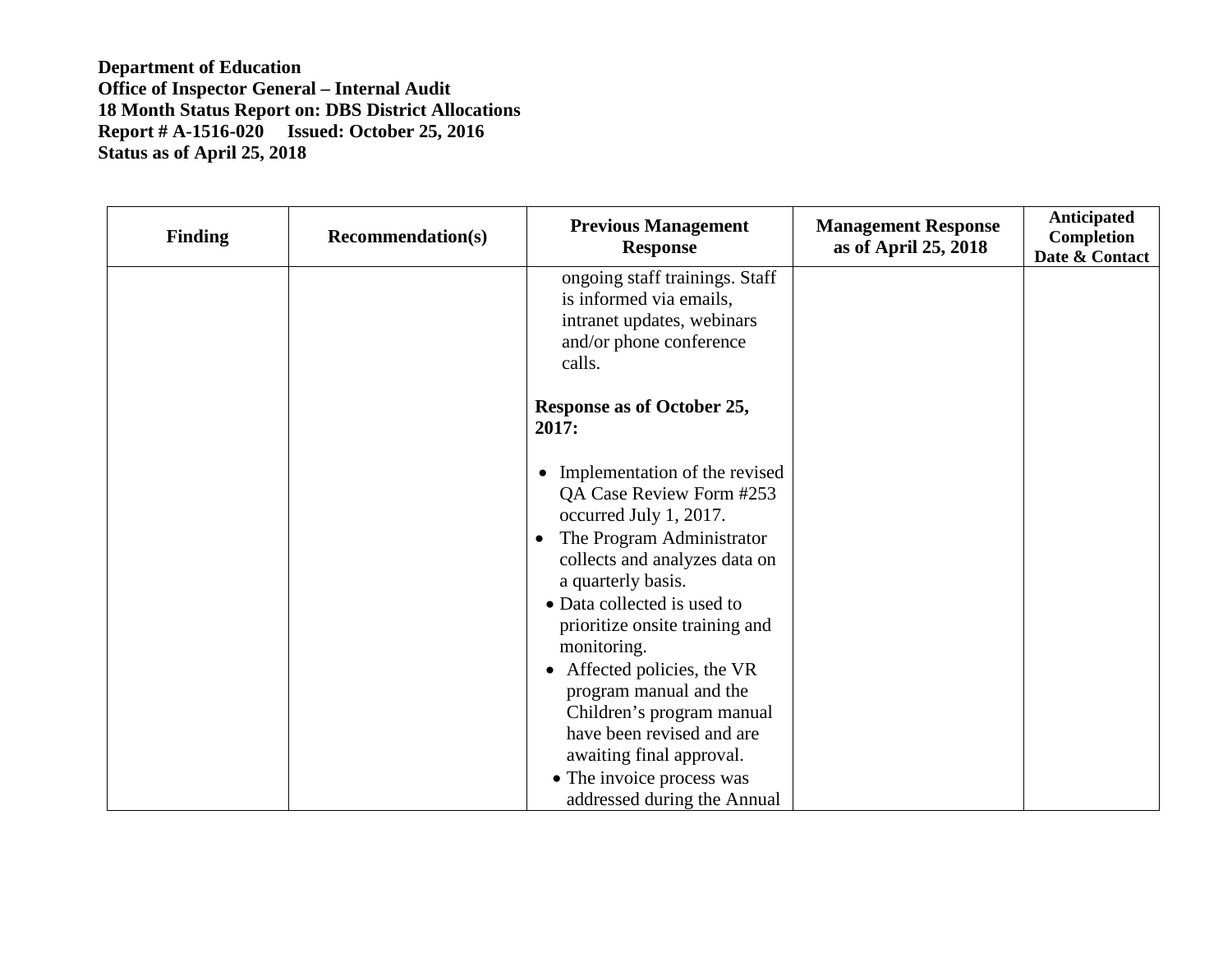**Department of Education**
**Office of Inspector General – Internal Audit**
**18 Month Status Report on: DBS District Allocations**
**Report # A-1516-020 Issued: October 25, 2016**
**Status as of April 25, 2018**

| Finding | Recommendation(s) | Previous Management Response | Management Response as of April 25, 2018 | Anticipated Completion Date & Contact |
|---|---|---|---|---|
| | | ongoing staff trainings. Staff is informed via emails, intranet updates, webinars and/or phone conference calls.<br><br>**Response as of October 25, 2017:**<br><br>• Implementation of the revised QA Case Review Form #253 occurred July 1, 2017.<br>• The Program Administrator collects and analyzes data on a quarterly basis.<br>• Data collected is used to prioritize onsite training and monitoring.<br>• Affected policies, the VR program manual and the Children's program manual have been revised and are awaiting final approval.<br>• The invoice process was addressed during the Annual | | |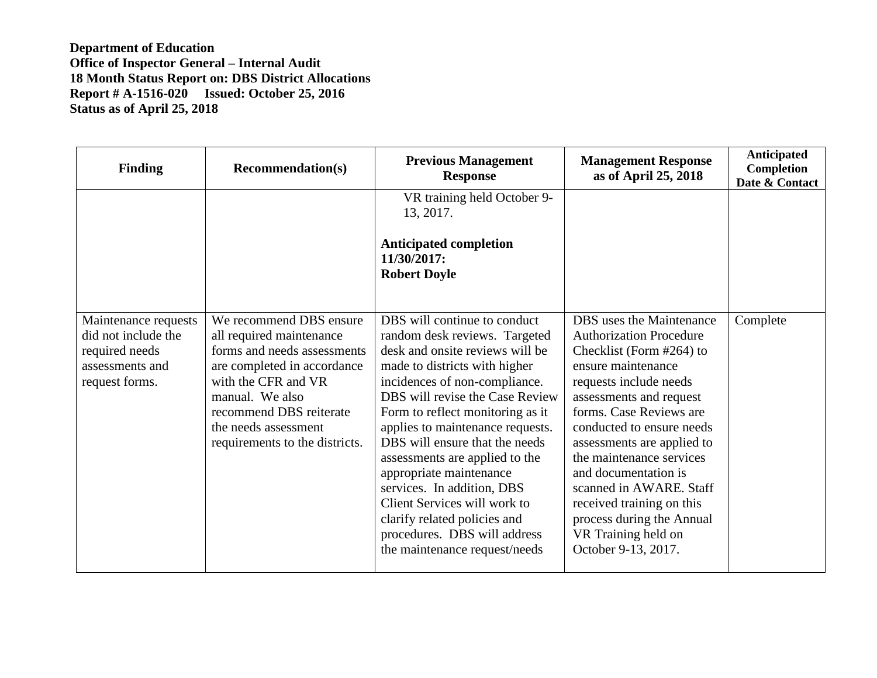**Department of Education**
**Office of Inspector General – Internal Audit**
**18 Month Status Report on: DBS District Allocations**
**Report # A-1516-020 Issued: October 25, 2016**
**Status as of April 25, 2018**

| Finding | Recommendation(s) | Previous Management Response | Management Response as of April 25, 2018 | Anticipated Completion Date & Contact |
|---|---|---|---|---|
| | | VR training held October 9-13, 2017. **Anticipated completion 11/30/2017: Robert Doyle** | | |
| Maintenance requests did not include the required needs assessments and request forms. | We recommend DBS ensure all required maintenance forms and needs assessments are completed in accordance with the CFR and VR manual. We also recommend DBS reiterate the needs assessment requirements to the districts. | DBS will continue to conduct random desk reviews. Targeted desk and onsite reviews will be made to districts with higher incidences of non-compliance. DBS will revise the Case Review Form to reflect monitoring as it applies to maintenance requests. DBS will ensure that the needs assessments are applied to the appropriate maintenance services. In addition, DBS Client Services will work to clarify related policies and procedures. DBS will address the maintenance request/needs | DBS uses the Maintenance Authorization Procedure Checklist (Form #264) to ensure maintenance requests include needs assessments and request forms. Case Reviews are conducted to ensure needs assessments are applied to the maintenance services and documentation is scanned in AWARE. Staff received training on this process during the Annual VR Training held on October 9-13, 2017. | Complete |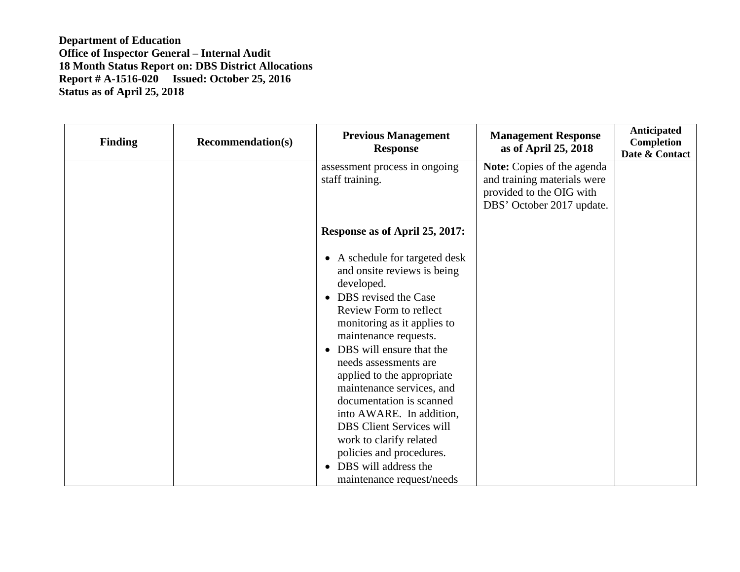**Department of Education**
**Office of Inspector General – Internal Audit**
**18 Month Status Report on: DBS District Allocations**
**Report # A-1516-020 Issued: October 25, 2016**
**Status as of April 25, 2018**

| Finding | Recommendation(s) | Previous Management Response | Management Response as of April 25, 2018 | Anticipated Completion Date & Contact |
|---|---|---|---|---|
| | | assessment process in ongoing staff training.<br><br>**Response as of April 25, 2017:**<br><br>• A schedule for targeted desk and onsite reviews is being developed.<br>• DBS revised the Case Review Form to reflect monitoring as it applies to maintenance requests.<br>• DBS will ensure that the needs assessments are applied to the appropriate maintenance services, and documentation is scanned into AWARE. In addition, DBS Client Services will work to clarify related policies and procedures.<br>• DBS will address the maintenance request/needs | **Note:** Copies of the agenda and training materials were provided to the OIG with DBS' October 2017 update. | |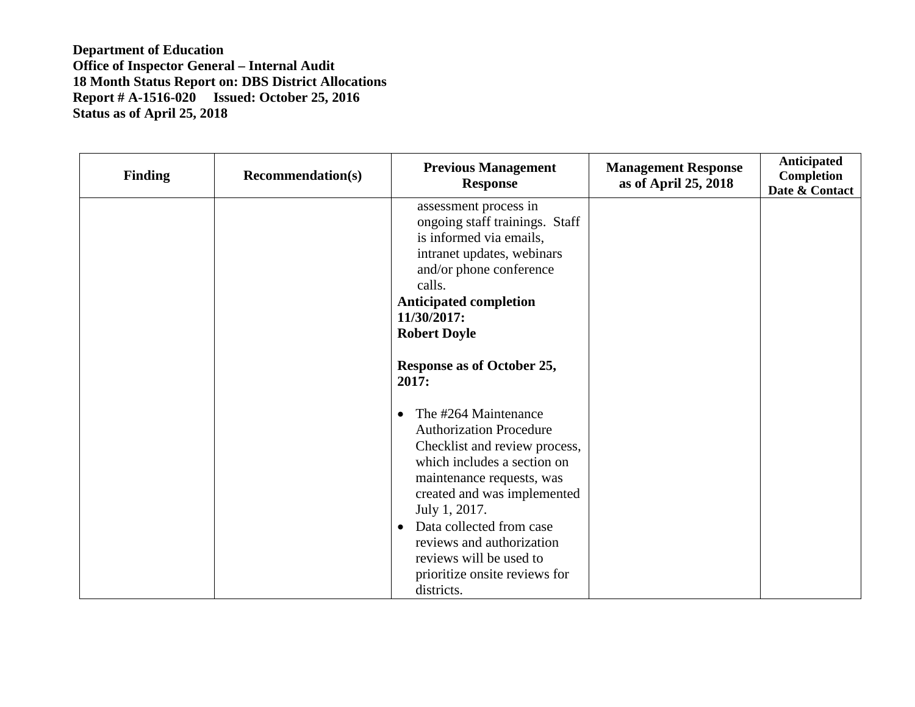**Department of Education**
**Office of Inspector General – Internal Audit**
**18 Month Status Report on: DBS District Allocations**
**Report # A-1516-020 Issued: October 25, 2016**
**Status as of April 25, 2018**

| Finding | Recommendation(s) | Previous Management Response | Management Response as of April 25, 2018 | Anticipated Completion Date & Contact |
|---|---|---|---|---|
| | | assessment process in ongoing staff trainings. Staff is informed via emails, intranet updates, webinars and/or phone conference calls.<br>**Anticipated completion 11/30/2017: Robert Doyle**<br><br>**Response as of October 25, 2017:**<br><br>• The #264 Maintenance Authorization Procedure Checklist and review process, which includes a section on maintenance requests, was created and was implemented July 1, 2017.<br>• Data collected from case reviews and authorization reviews will be used to prioritize onsite reviews for districts. | | |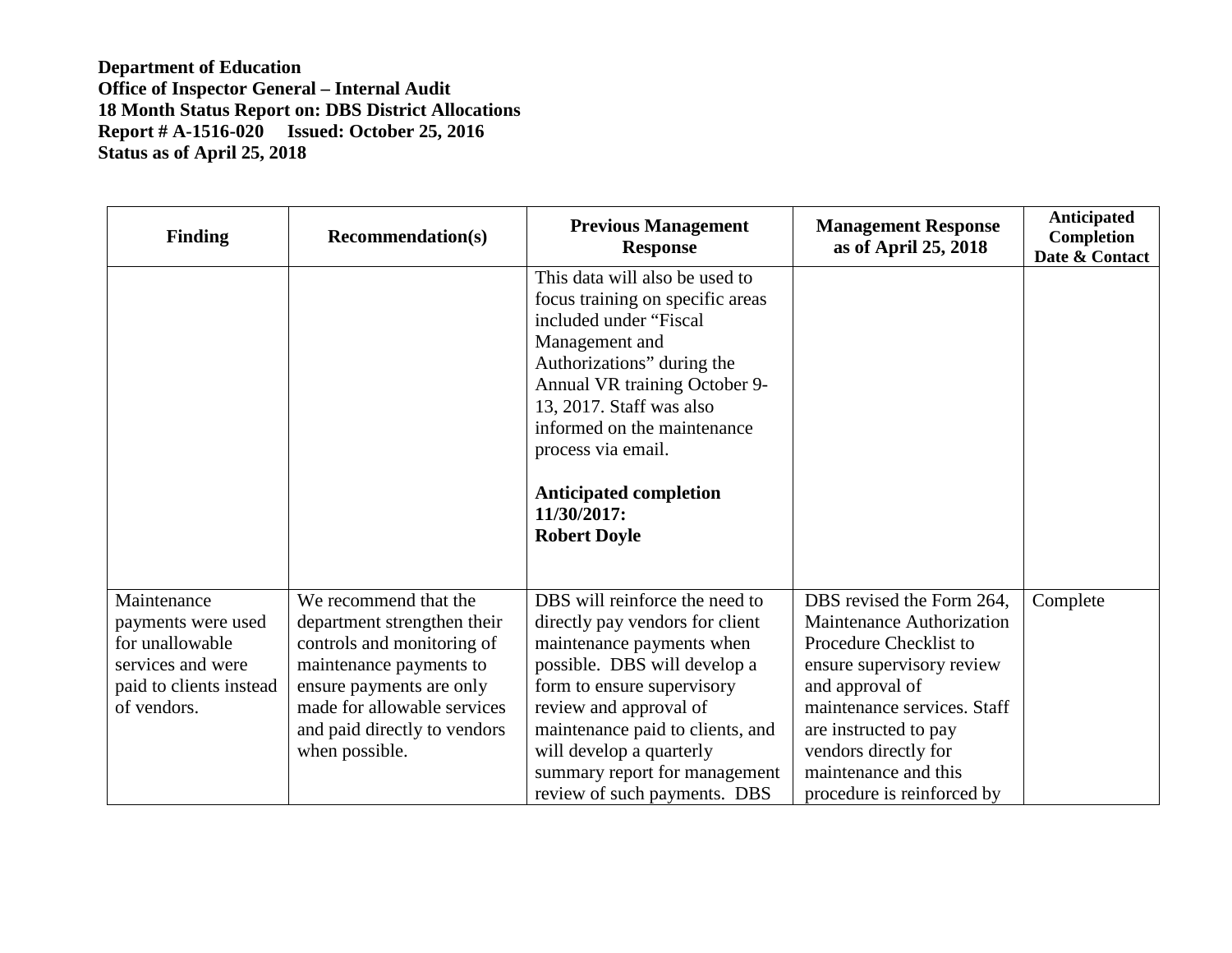**Department of Education**
**Office of Inspector General – Internal Audit**
**18 Month Status Report on: DBS District Allocations**
**Report # A-1516-020 Issued: October 25, 2016**
**Status as of April 25, 2018**

| Finding | Recommendation(s) | Previous Management Response | Management Response as of April 25, 2018 | Anticipated Completion Date & Contact |
|---|---|---|---|---|
| | | This data will also be used to focus training on specific areas included under "Fiscal Management and Authorizations" during the Annual VR training October 9-13, 2017. Staff was also informed on the maintenance process via email. **Anticipated completion 11/30/2017: Robert Doyle** | | |
| Maintenance payments were used for unallowable services and were paid to clients instead of vendors. | We recommend that the department strengthen their controls and monitoring of maintenance payments to ensure payments are only made for allowable services and paid directly to vendors when possible. | DBS will reinforce the need to directly pay vendors for client maintenance payments when possible. DBS will develop a form to ensure supervisory review and approval of maintenance paid to clients, and will develop a quarterly summary report for management review of such payments. DBS | DBS revised the Form 264, Maintenance Authorization Procedure Checklist to ensure supervisory review and approval of maintenance services. Staff are instructed to pay vendors directly for maintenance and this procedure is reinforced by | Complete |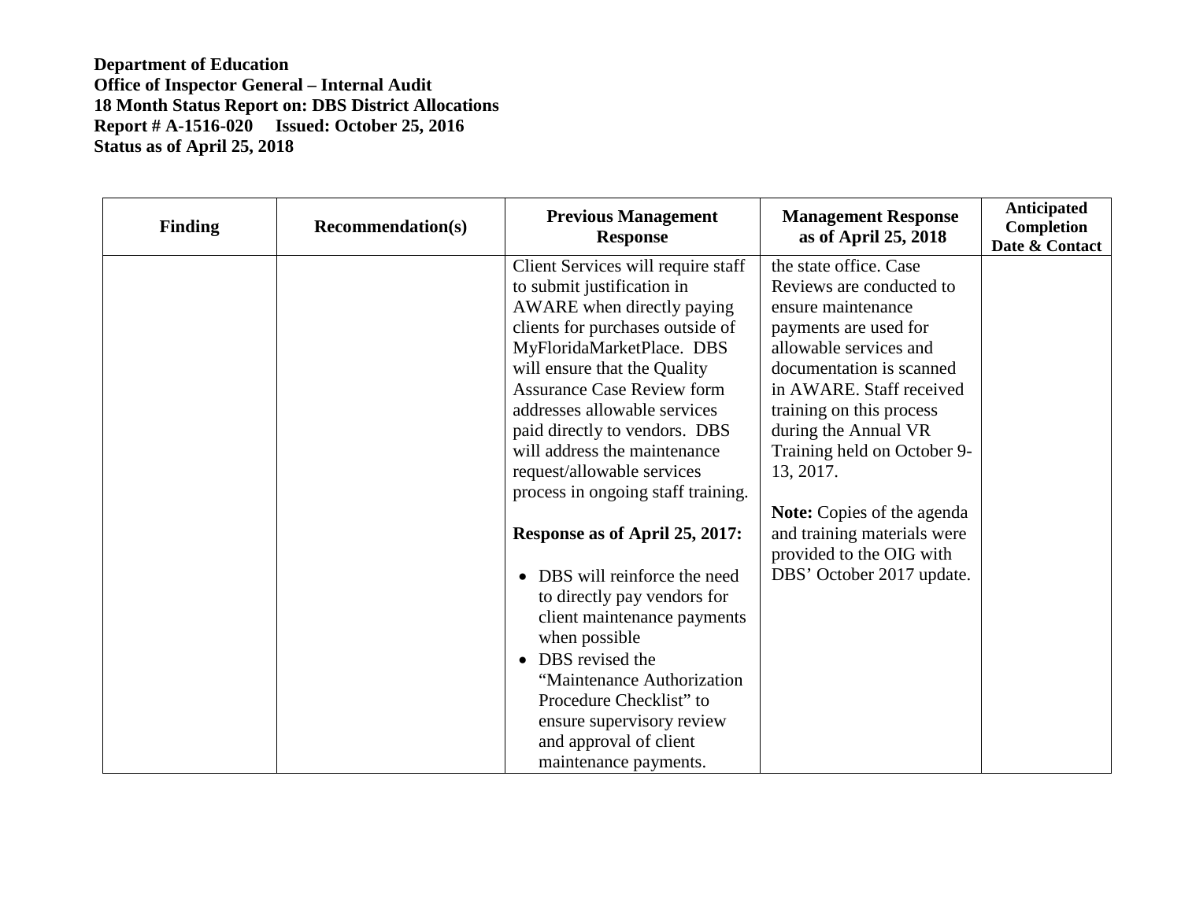**Department of Education**
**Office of Inspector General – Internal Audit**
**18 Month Status Report on: DBS District Allocations**
**Report # A-1516-020 Issued: October 25, 2016**
**Status as of April 25, 2018**

| Finding | Recommendation(s) | Previous Management Response | Management Response as of April 25, 2018 | Anticipated Completion Date & Contact |
|---|---|---|---|---|
| | | Client Services will require staff to submit justification in AWARE when directly paying clients for purchases outside of MyFloridaMarketPlace. DBS will ensure that the Quality Assurance Case Review form addresses allowable services paid directly to vendors. DBS will address the maintenance request/allowable services process in ongoing staff training.<br><br>**Response as of April 25, 2017:**<br><br>• DBS will reinforce the need to directly pay vendors for client maintenance payments when possible<br>• DBS revised the "Maintenance Authorization Procedure Checklist" to ensure supervisory review and approval of client maintenance payments. | the state office. Case Reviews are conducted to ensure maintenance payments are used for allowable services and documentation is scanned in AWARE. Staff received training on this process during the Annual VR Training held on October 9-13, 2017.<br><br>**Note:** Copies of the agenda and training materials were provided to the OIG with DBS' October 2017 update. | |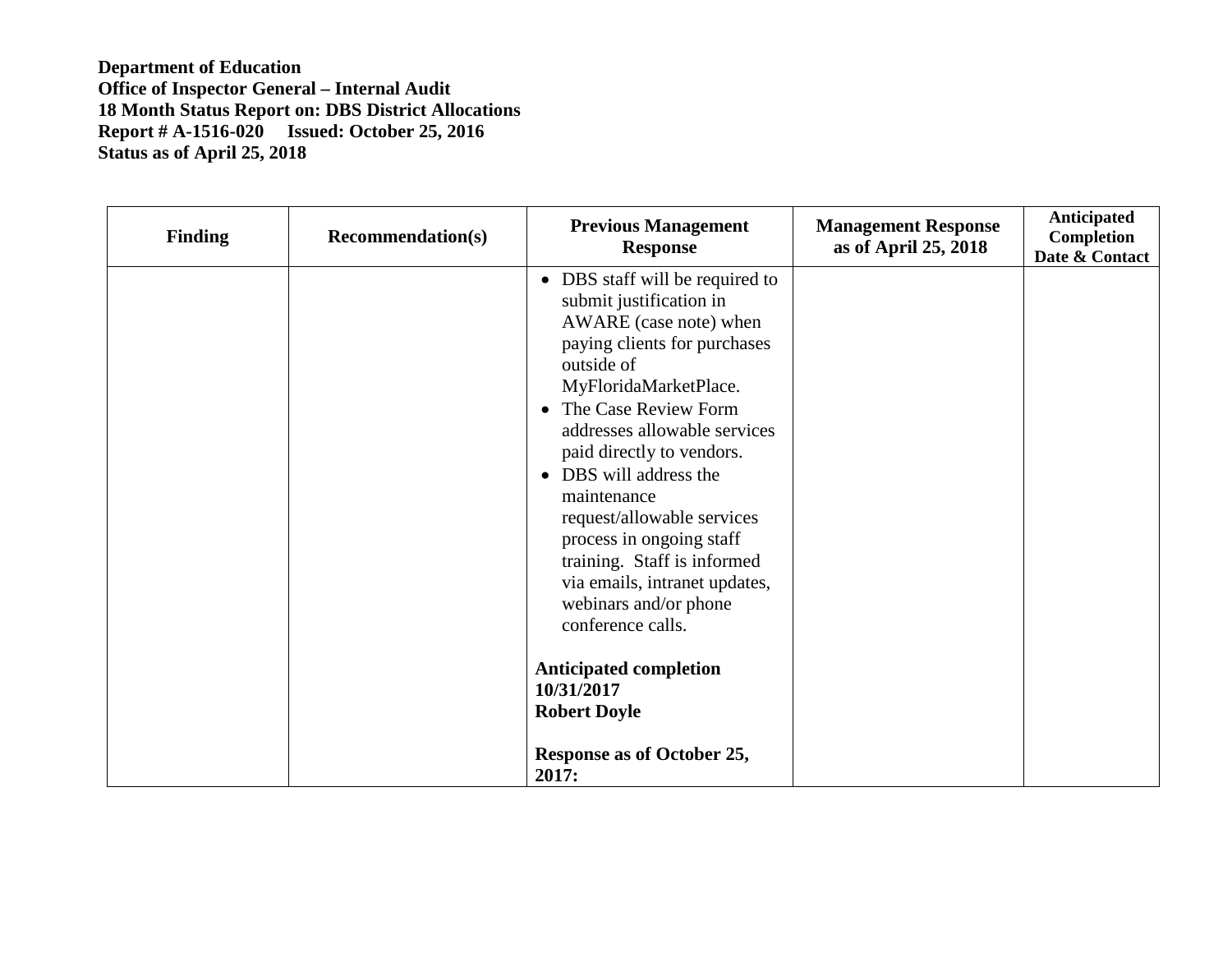**Department of Education**
**Office of Inspector General – Internal Audit**
**18 Month Status Report on: DBS District Allocations**
**Report # A-1516-020 Issued: October 25, 2016**
**Status as of April 25, 2018**

| Finding | Recommendation(s) | Previous Management Response | Management Response as of April 25, 2018 | Anticipated Completion Date & Contact |
|---|---|---|---|---|
| | | • DBS staff will be required to submit justification in AWARE (case note) when paying clients for purchases outside of MyFloridaMarketPlace.<br>• The Case Review Form addresses allowable services paid directly to vendors.<br>• DBS will address the maintenance request/allowable services process in ongoing staff training. Staff is informed via emails, intranet updates, webinars and/or phone conference calls.<br><br>**Anticipated completion 10/31/2017**<br>**Robert Doyle**<br><br>**Response as of October 25, 2017:** | | |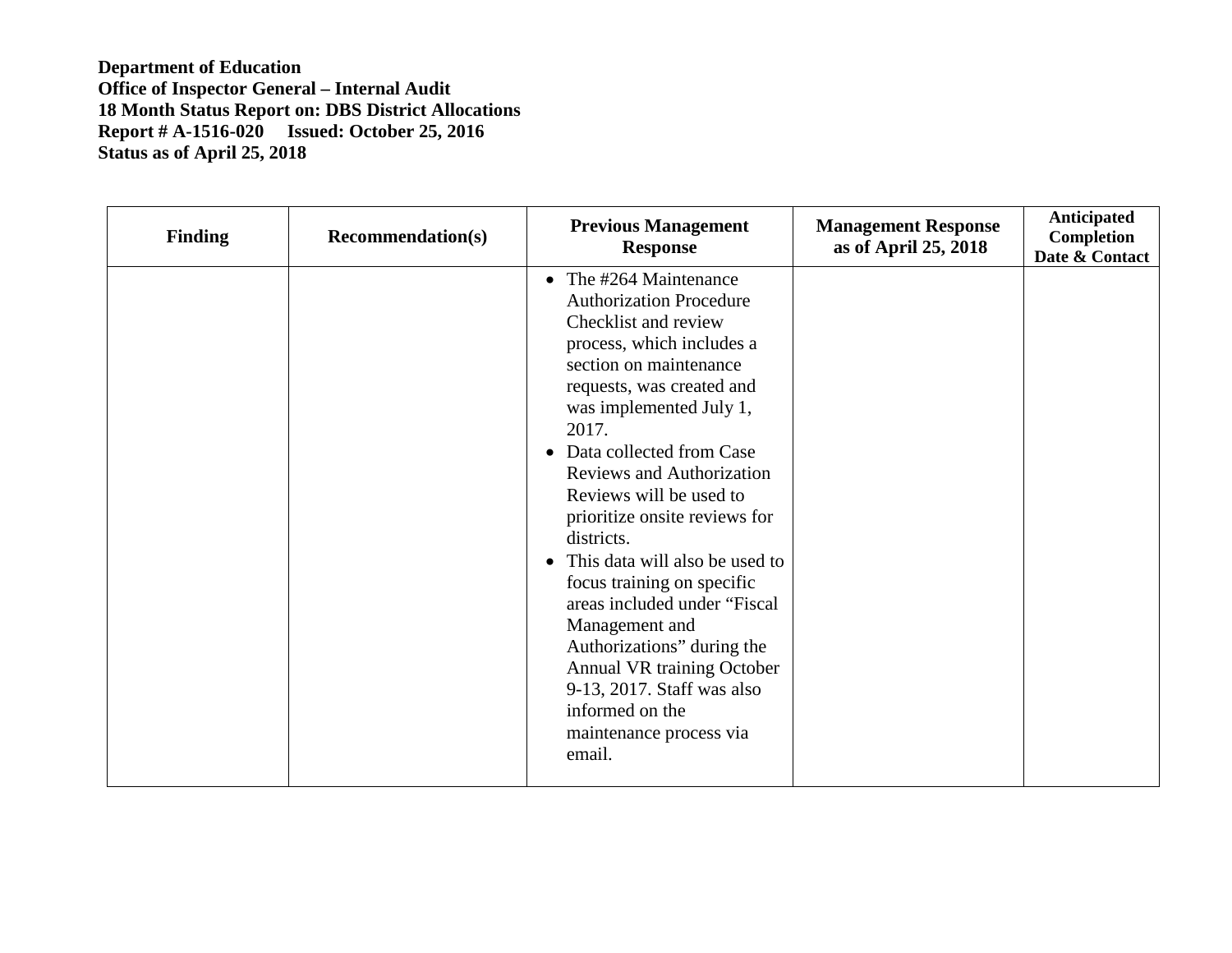**Department of Education**
**Office of Inspector General – Internal Audit**
**18 Month Status Report on: DBS District Allocations**
**Report # A-1516-020 Issued: October 25, 2016**
**Status as of April 25, 2018**

| Finding | Recommendation(s) | Previous Management Response | Management Response as of April 25, 2018 | Anticipated Completion Date & Contact |
|---|---|---|---|---|
| | | • The #264 Maintenance Authorization Procedure Checklist and review process, which includes a section on maintenance requests, was created and was implemented July 1, 2017.<br>• Data collected from Case Reviews and Authorization Reviews will be used to prioritize onsite reviews for districts.<br>• This data will also be used to focus training on specific areas included under "Fiscal Management and Authorizations" during the Annual VR training October 9-13, 2017. Staff was also informed on the maintenance process via email. | | |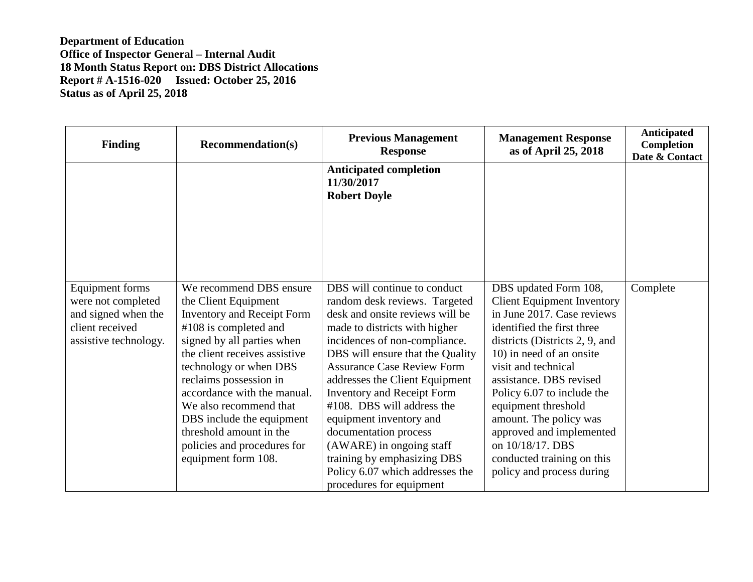**Department of Education**
**Office of Inspector General – Internal Audit**
**18 Month Status Report on: DBS District Allocations**
**Report # A-1516-020 Issued: October 25, 2016**
**Status as of April 25, 2018**

| Finding | Recommendation(s) | Previous Management Response | Management Response as of April 25, 2018 | Anticipated Completion Date & Contact |
|---|---|---|---|---|
| | | **Anticipated completion 11/30/2017 Robert Doyle** | | |
| Equipment forms were not completed and signed when the client received assistive technology. | We recommend DBS ensure the Client Equipment Inventory and Receipt Form #108 is completed and signed by all parties when the client receives assistive technology or when DBS reclaims possession in accordance with the manual. We also recommend that DBS include the equipment threshold amount in the policies and procedures for equipment form 108. | DBS will continue to conduct random desk reviews. Targeted desk and onsite reviews will be made to districts with higher incidences of non-compliance. DBS will ensure that the Quality Assurance Case Review Form addresses the Client Equipment Inventory and Receipt Form #108. DBS will address the equipment inventory and documentation process (AWARE) in ongoing staff training by emphasizing DBS Policy 6.07 which addresses the procedures for equipment | DBS updated Form 108, Client Equipment Inventory in June 2017. Case reviews identified the first three districts (Districts 2, 9, and 10) in need of an onsite visit and technical assistance. DBS revised Policy 6.07 to include the equipment threshold amount. The policy was approved and implemented on 10/18/17. DBS conducted training on this policy and process during | Complete |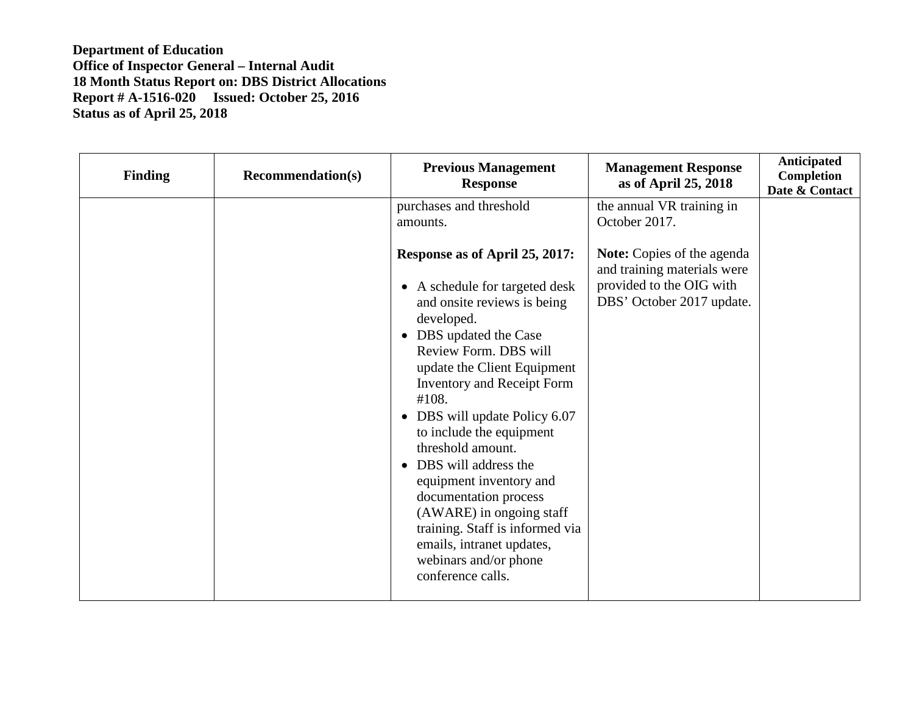**Department of Education**
**Office of Inspector General – Internal Audit**
**18 Month Status Report on: DBS District Allocations**
**Report # A-1516-020 Issued: October 25, 2016**
**Status as of April 25, 2018**

| Finding | Recommendation(s) | Previous Management Response | Management Response as of April 25, 2018 | Anticipated Completion Date & Contact |
|---|---|---|---|---|
| | | purchases and threshold amounts.<br><br>**Response as of April 25, 2017:**<br><br>• A schedule for targeted desk and onsite reviews is being developed.<br>• DBS updated the Case Review Form. DBS will update the Client Equipment Inventory and Receipt Form #108.<br>• DBS will update Policy 6.07 to include the equipment threshold amount.<br>• DBS will address the equipment inventory and documentation process (AWARE) in ongoing staff training. Staff is informed via emails, intranet updates, webinars and/or phone conference calls. | the annual VR training in October 2017.<br><br>**Note:** Copies of the agenda and training materials were provided to the OIG with DBS' October 2017 update. | |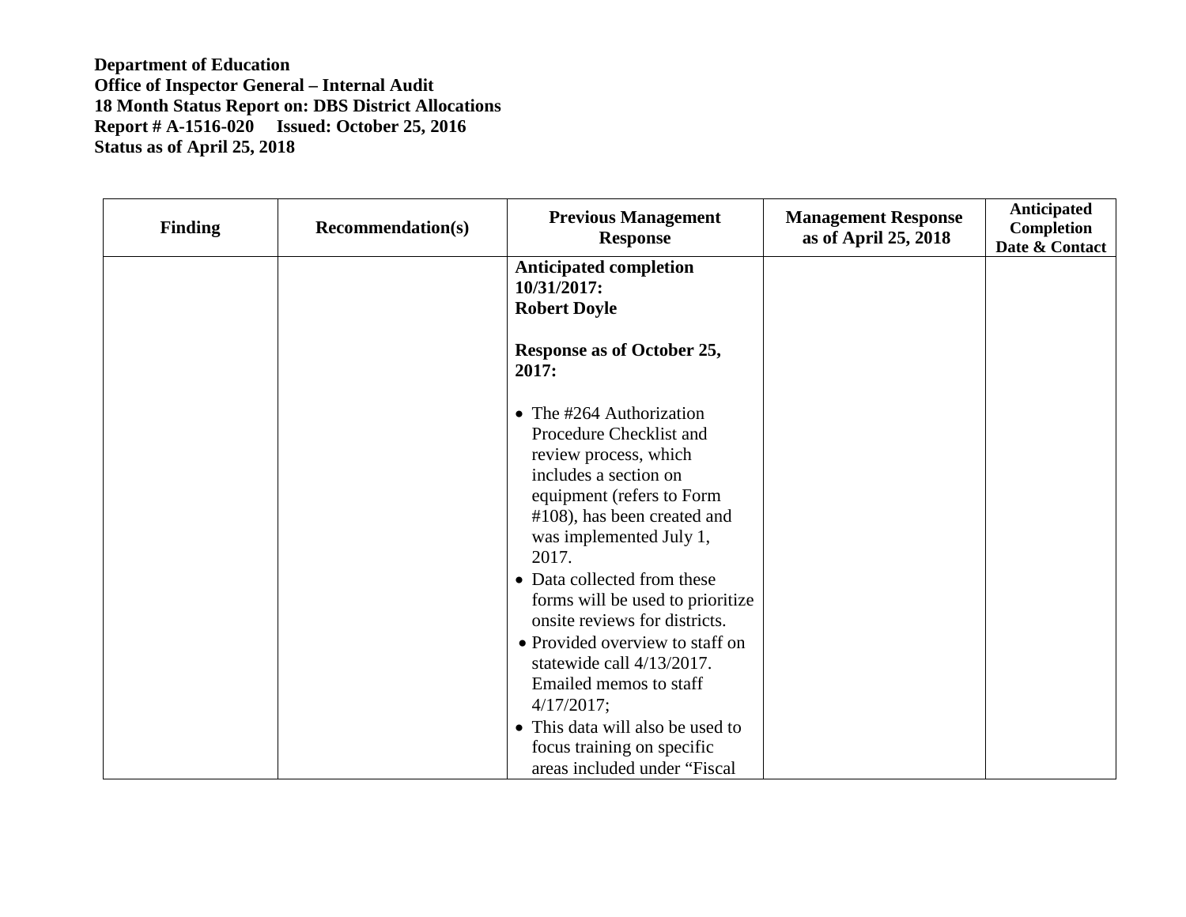**Department of Education**
**Office of Inspector General – Internal Audit**
**18 Month Status Report on: DBS District Allocations**
**Report # A-1516-020 Issued: October 25, 2016**
**Status as of April 25, 2018**

| Finding | Recommendation(s) | Previous Management Response | Management Response as of April 25, 2018 | Anticipated Completion Date & Contact |
|---|---|---|---|---|
| | | **Anticipated completion 10/31/2017: Robert Doyle**<br><br>**Response as of October 25, 2017:**<br><br>• The #264 Authorization Procedure Checklist and review process, which includes a section on equipment (refers to Form #108), has been created and was implemented July 1, 2017.<br>• Data collected from these forms will be used to prioritize onsite reviews for districts.<br>• Provided overview to staff on statewide call 4/13/2017. Emailed memos to staff 4/17/2017;<br>• This data will also be used to focus training on specific areas included under "Fiscal | | |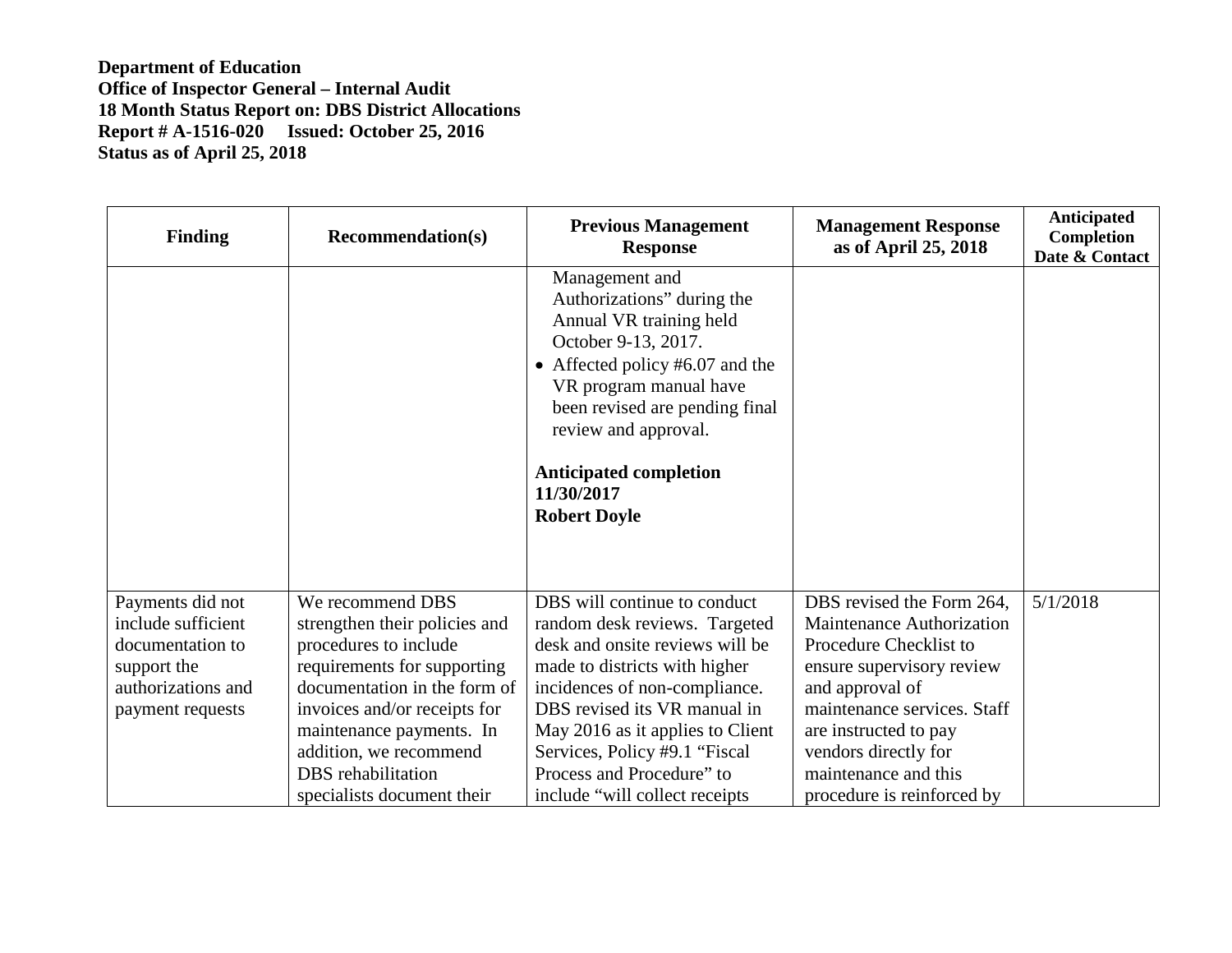**Department of Education**
**Office of Inspector General – Internal Audit**
**18 Month Status Report on: DBS District Allocations**
**Report # A-1516-020 Issued: October 25, 2016**
**Status as of April 25, 2018**

| Finding | Recommendation(s) | Previous Management Response | Management Response as of April 25, 2018 | Anticipated Completion Date & Contact |
|---|---|---|---|---|
| | | Management and Authorizations" during the Annual VR training held October 9-13, 2017.<br>• Affected policy #6.07 and the VR program manual have been revised are pending final review and approval.<br><br>**Anticipated completion 11/30/2017**<br>**Robert Doyle** | | |
| Payments did not include sufficient documentation to support the authorizations and payment requests | We recommend DBS strengthen their policies and procedures to include requirements for supporting documentation in the form of invoices and/or receipts for maintenance payments. In addition, we recommend DBS rehabilitation specialists document their | DBS will continue to conduct random desk reviews. Targeted desk and onsite reviews will be made to districts with higher incidences of non-compliance. DBS revised its VR manual in May 2016 as it applies to Client Services, Policy #9.1 "Fiscal Process and Procedure" to include "will collect receipts | DBS revised the Form 264, Maintenance Authorization Procedure Checklist to ensure supervisory review and approval of maintenance services. Staff are instructed to pay vendors directly for maintenance and this procedure is reinforced by | 5/1/2018 |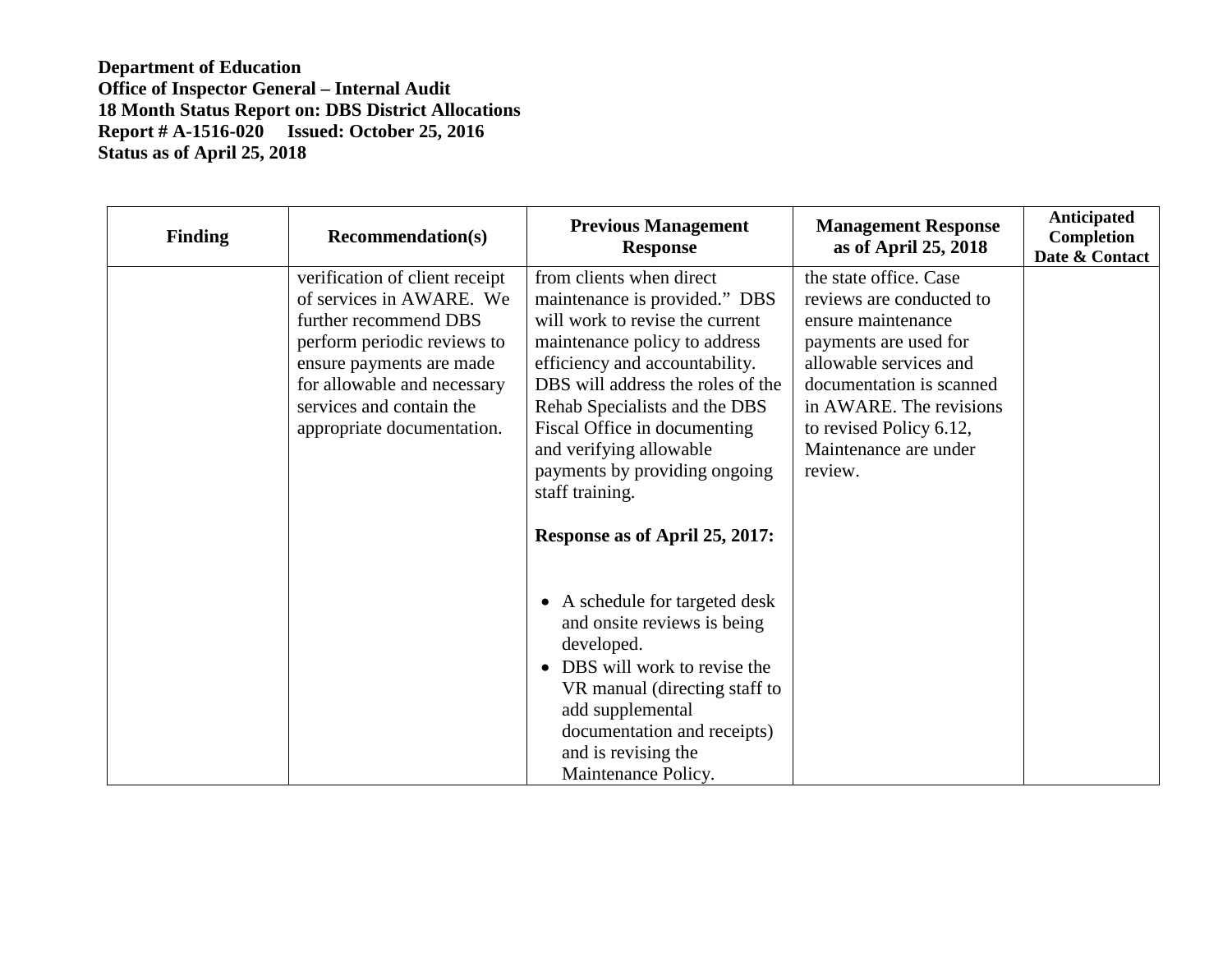**Department of Education**
**Office of Inspector General – Internal Audit**
**18 Month Status Report on: DBS District Allocations**
**Report # A-1516-020 Issued: October 25, 2016**
**Status as of April 25, 2018**

| Finding | Recommendation(s) | Previous Management Response | Management Response as of April 25, 2018 | Anticipated Completion Date & Contact |
|---|---|---|---|---|
| | verification of client receipt of services in AWARE. We further recommend DBS perform periodic reviews to ensure payments are made for allowable and necessary services and contain the appropriate documentation. | from clients when direct maintenance is provided." DBS will work to revise the current maintenance policy to address efficiency and accountability. DBS will address the roles of the Rehab Specialists and the DBS Fiscal Office in documenting and verifying allowable payments by providing ongoing staff training.<br><br>**Response as of April 25, 2017:**<br><br>• A schedule for targeted desk and onsite reviews is being developed.<br>• DBS will work to revise the VR manual (directing staff to add supplemental documentation and receipts) and is revising the Maintenance Policy. | the state office. Case reviews are conducted to ensure maintenance payments are used for allowable services and documentation is scanned in AWARE. The revisions to revised Policy 6.12, Maintenance are under review. | |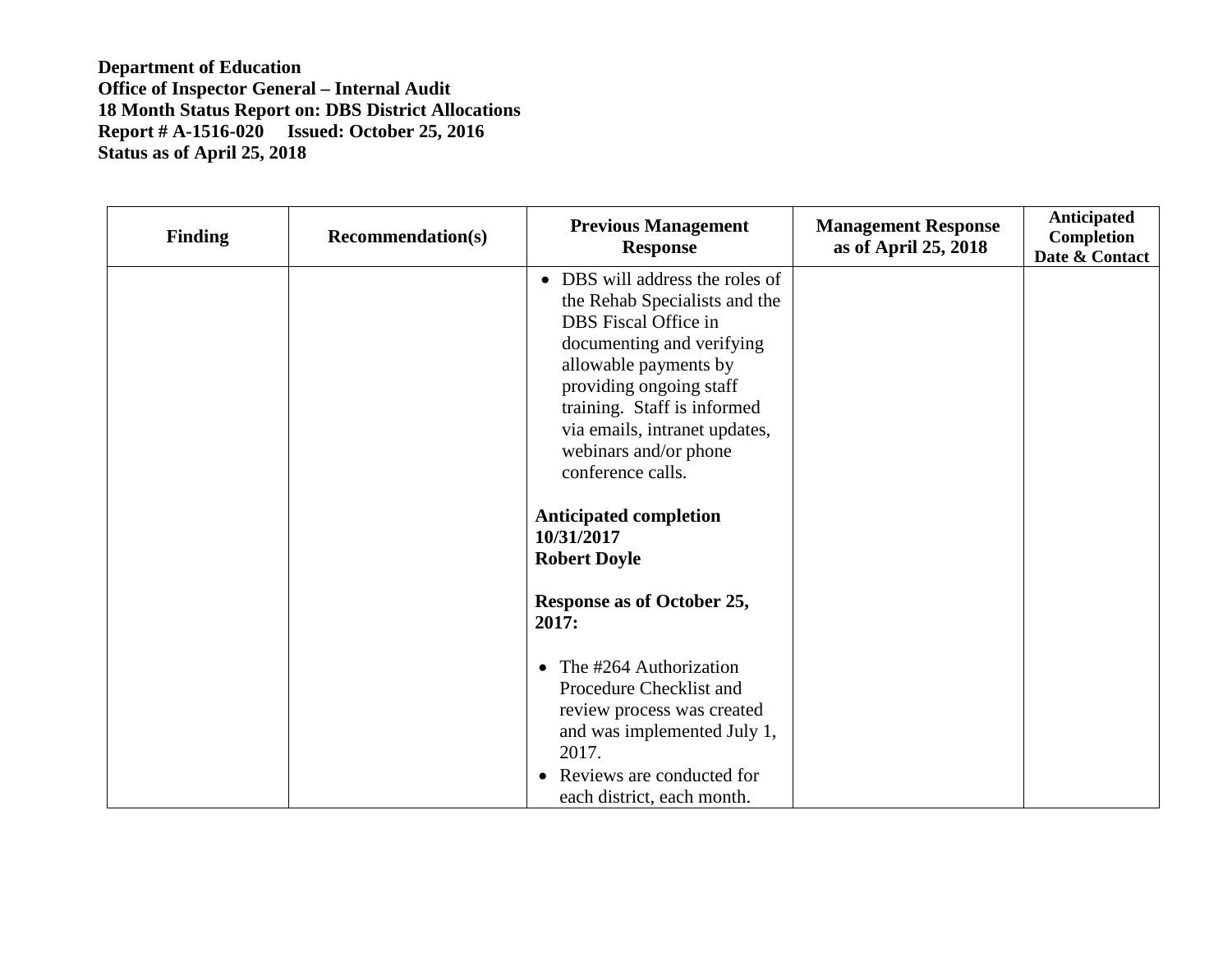**Department of Education**
**Office of Inspector General – Internal Audit**
**18 Month Status Report on: DBS District Allocations**
**Report # A-1516-020 Issued: October 25, 2016**
**Status as of April 25, 2018**

| Finding | Recommendation(s) | Previous Management Response | Management Response as of April 25, 2018 | Anticipated Completion Date & Contact |
|---|---|---|---|---|
| | | • DBS will address the roles of the Rehab Specialists and the DBS Fiscal Office in documenting and verifying allowable payments by providing ongoing staff training. Staff is informed via emails, intranet updates, webinars and/or phone conference calls.<br><br>**Anticipated completion 10/31/2017**<br>**Robert Doyle**<br><br>**Response as of October 25, 2017:**<br><br>• The #264 Authorization Procedure Checklist and review process was created and was implemented July 1, 2017.<br>• Reviews are conducted for each district, each month. | | |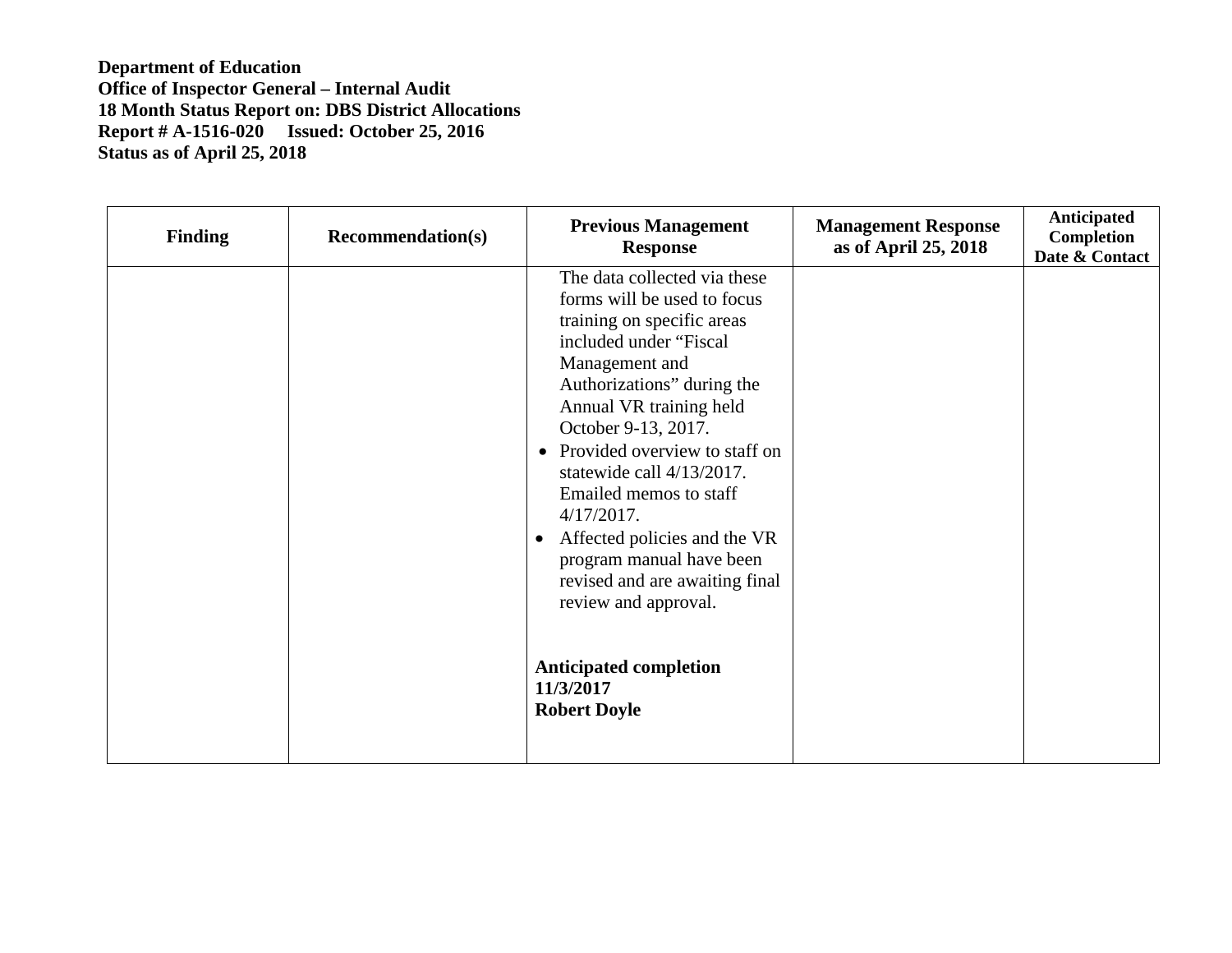**Department of Education**
**Office of Inspector General – Internal Audit**
**18 Month Status Report on: DBS District Allocations**
**Report # A-1516-020 Issued: October 25, 2016**
**Status as of April 25, 2018**

| Finding | Recommendation(s) | Previous Management Response | Management Response as of April 25, 2018 | Anticipated Completion Date & Contact |
|---|---|---|---|---|
| | | The data collected via these forms will be used to focus training on specific areas included under "Fiscal Management and Authorizations" during the Annual VR training held October 9-13, 2017.<br>• Provided overview to staff on statewide call 4/13/2017. Emailed memos to staff 4/17/2017.<br>• Affected policies and the VR program manual have been revised and are awaiting final review and approval.<br><br>**Anticipated completion 11/3/2017**<br>**Robert Doyle** | | |